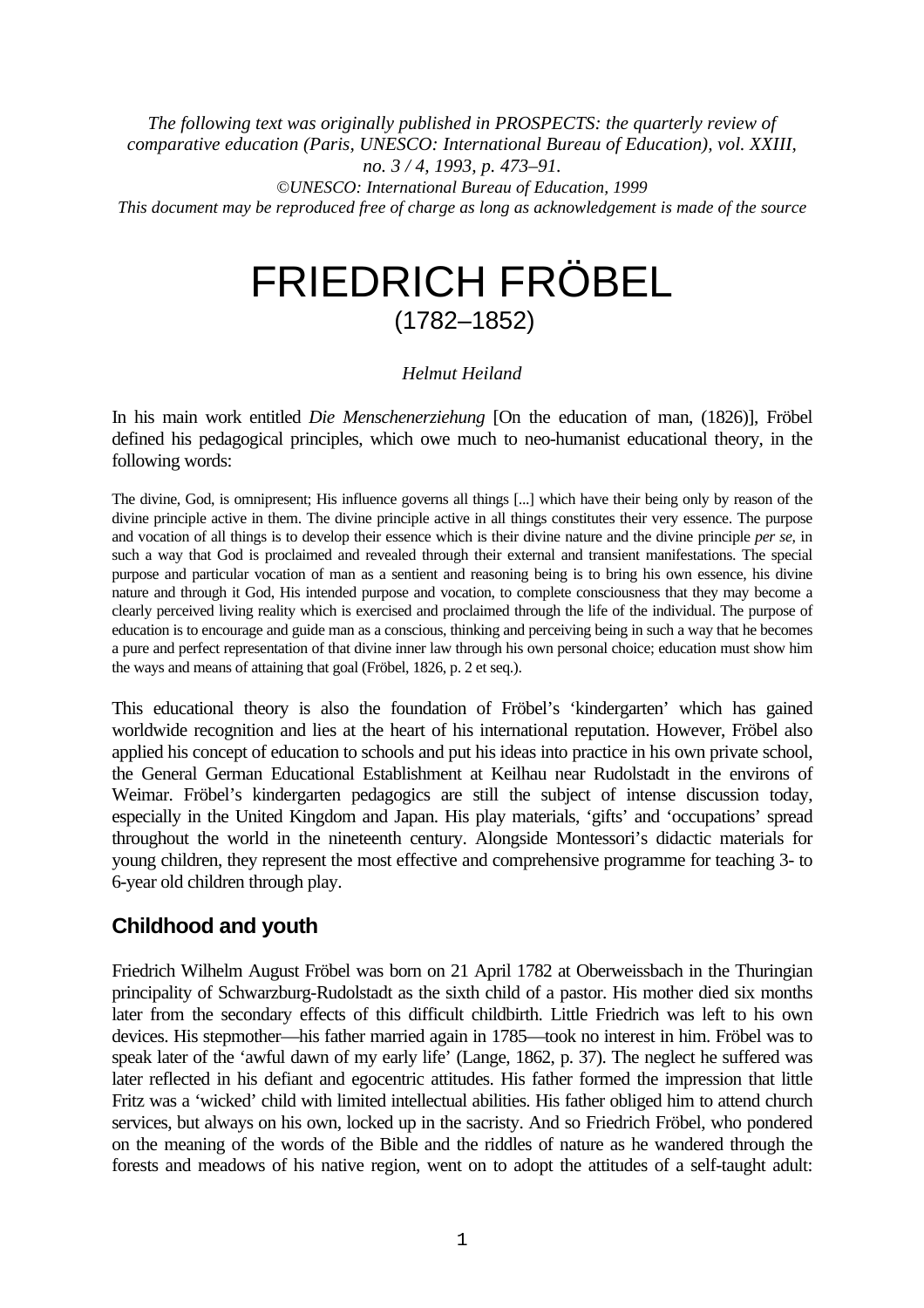*The following text was originally published in PROSPECTS: the quarterly review of comparative education (Paris, UNESCO: International Bureau of Education), vol. XXIII, no. 3 / 4, 1993, p. 473–91.*
*©UNESCO: International Bureau of Education, 1999*
*This document may be reproduced free of charge as long as acknowledgement is made of the source*

# FRIEDRICH FRÖBEL
(1782–1852)

*Helmut Heiland*

In his main work entitled *Die Menschenerziehung* [On the education of man, (1826)], Fröbel defined his pedagogical principles, which owe much to neo-humanist educational theory, in the following words:

> The divine, God, is omnipresent; His influence governs all things [...] which have their being only by reason of the divine principle active in them. The divine principle active in all things constitutes their very essence. The purpose and vocation of all things is to develop their essence which is their divine nature and the divine principle *per se,* in such a way that God is proclaimed and revealed through their external and transient manifestations. The special purpose and particular vocation of man as a sentient and reasoning being is to bring his own essence, his divine nature and through it God, His intended purpose and vocation, to complete consciousness that they may become a clearly perceived living reality which is exercised and proclaimed through the life of the individual. The purpose of education is to encourage and guide man as a conscious, thinking and perceiving being in such a way that he becomes a pure and perfect representation of that divine inner law through his own personal choice; education must show him the ways and means of attaining that goal (Fröbel, 1826, p. 2 et seq.).

This educational theory is also the foundation of Fröbel's 'kindergarten' which has gained worldwide recognition and lies at the heart of his international reputation. However, Fröbel also applied his concept of education to schools and put his ideas into practice in his own private school, the General German Educational Establishment at Keilhau near Rudolstadt in the environs of Weimar. Fröbel's kindergarten pedagogics are still the subject of intense discussion today, especially in the United Kingdom and Japan. His play materials, 'gifts' and 'occupations' spread throughout the world in the nineteenth century. Alongside Montessori's didactic materials for young children, they represent the most effective and comprehensive programme for teaching 3- to 6-year old children through play.

## Childhood and youth

Friedrich Wilhelm August Fröbel was born on 21 April 1782 at Oberweissbach in the Thuringian principality of Schwarzburg-Rudolstadt as the sixth child of a pastor. His mother died six months later from the secondary effects of this difficult childbirth. Little Friedrich was left to his own devices. His stepmother—his father married again in 1785—took no interest in him. Fröbel was to speak later of the 'awful dawn of my early life' (Lange, 1862, p. 37). The neglect he suffered was later reflected in his defiant and egocentric attitudes. His father formed the impression that little Fritz was a 'wicked' child with limited intellectual abilities. His father obliged him to attend church services, but always on his own, locked up in the sacristy. And so Friedrich Fröbel, who pondered on the meaning of the words of the Bible and the riddles of nature as he wandered through the forests and meadows of his native region, went on to adopt the attitudes of a self-taught adult: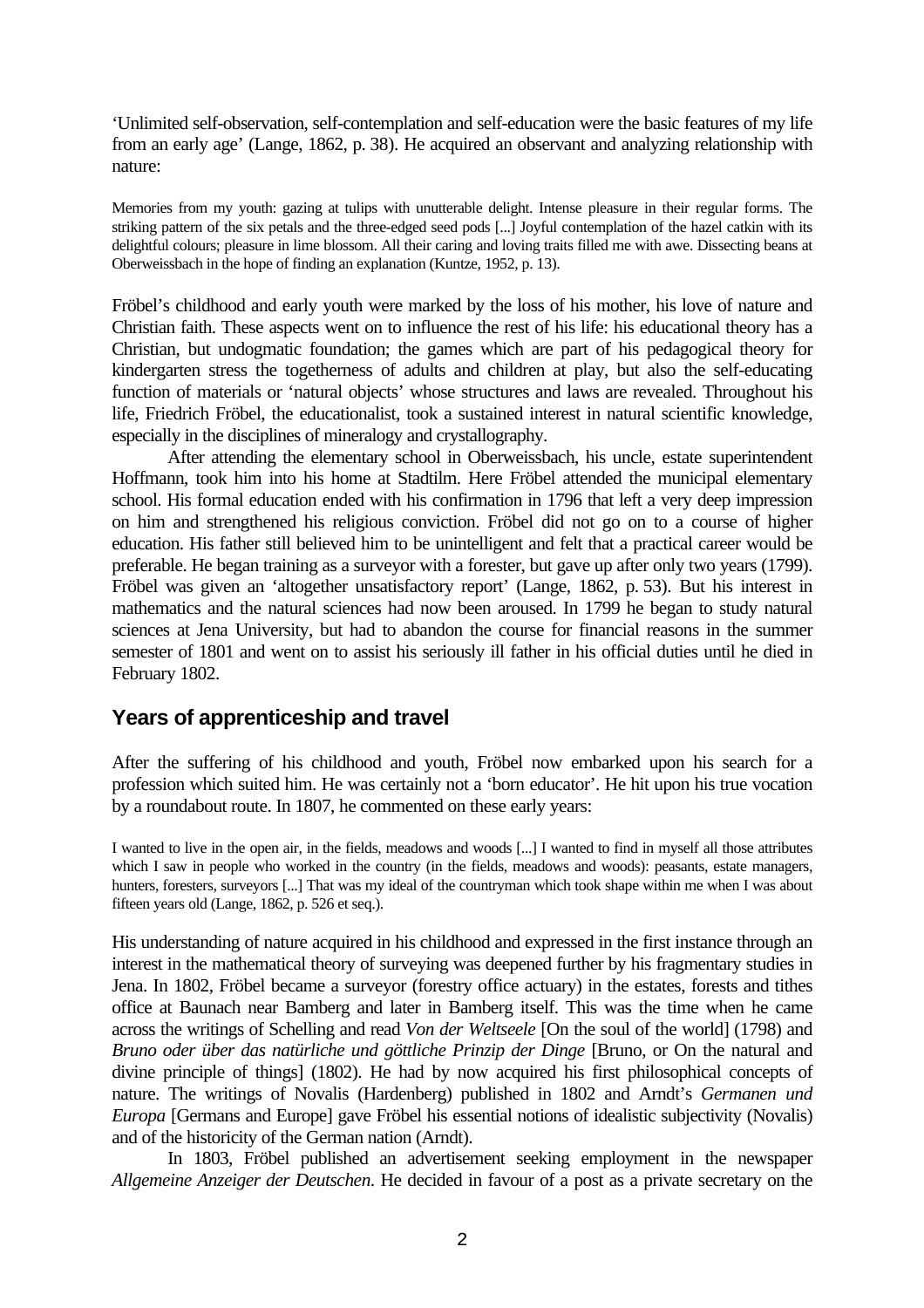'Unlimited self-observation, self-contemplation and self-education were the basic features of my life from an early age' (Lange, 1862, p. 38). He acquired an observant and analyzing relationship with nature:

> Memories from my youth: gazing at tulips with unutterable delight. Intense pleasure in their regular forms. The striking pattern of the six petals and the three-edged seed pods [...] Joyful contemplation of the hazel catkin with its delightful colours; pleasure in lime blossom. All their caring and loving traits filled me with awe. Dissecting beans at Oberweissbach in the hope of finding an explanation (Kuntze, 1952, p. 13).

Fröbel's childhood and early youth were marked by the loss of his mother, his love of nature and Christian faith. These aspects went on to influence the rest of his life: his educational theory has a Christian, but undogmatic foundation; the games which are part of his pedagogical theory for kindergarten stress the togetherness of adults and children at play, but also the self-educating function of materials or 'natural objects' whose structures and laws are revealed. Throughout his life, Friedrich Fröbel, the educationalist, took a sustained interest in natural scientific knowledge, especially in the disciplines of mineralogy and crystallography.

After attending the elementary school in Oberweissbach, his uncle, estate superintendent Hoffmann, took him into his home at Stadtilm. Here Fröbel attended the municipal elementary school. His formal education ended with his confirmation in 1796 that left a very deep impression on him and strengthened his religious conviction. Fröbel did not go on to a course of higher education. His father still believed him to be unintelligent and felt that a practical career would be preferable. He began training as a surveyor with a forester, but gave up after only two years (1799). Fröbel was given an 'altogether unsatisfactory report' (Lange, 1862, p. 53). But his interest in mathematics and the natural sciences had now been aroused. In 1799 he began to study natural sciences at Jena University, but had to abandon the course for financial reasons in the summer semester of 1801 and went on to assist his seriously ill father in his official duties until he died in February 1802.

## Years of apprenticeship and travel

After the suffering of his childhood and youth, Fröbel now embarked upon his search for a profession which suited him. He was certainly not a 'born educator'. He hit upon his true vocation by a roundabout route. In 1807, he commented on these early years:

> I wanted to live in the open air, in the fields, meadows and woods [...] I wanted to find in myself all those attributes which I saw in people who worked in the country (in the fields, meadows and woods): peasants, estate managers, hunters, foresters, surveyors [...] That was my ideal of the countryman which took shape within me when I was about fifteen years old (Lange, 1862, p. 526 et seq.).

His understanding of nature acquired in his childhood and expressed in the first instance through an interest in the mathematical theory of surveying was deepened further by his fragmentary studies in Jena. In 1802, Fröbel became a surveyor (forestry office actuary) in the estates, forests and tithes office at Baunach near Bamberg and later in Bamberg itself. This was the time when he came across the writings of Schelling and read *Von der Weltseele* [On the soul of the world] (1798) and *Bruno oder über das natürliche und göttliche Prinzip der Dinge* [Bruno, or On the natural and divine principle of things] (1802). He had by now acquired his first philosophical concepts of nature. The writings of Novalis (Hardenberg) published in 1802 and Arndt's *Germanen und Europa* [Germans and Europe] gave Fröbel his essential notions of idealistic subjectivity (Novalis) and of the historicity of the German nation (Arndt).

In 1803, Fröbel published an advertisement seeking employment in the newspaper *Allgemeine Anzeiger der Deutschen*. He decided in favour of a post as a private secretary on the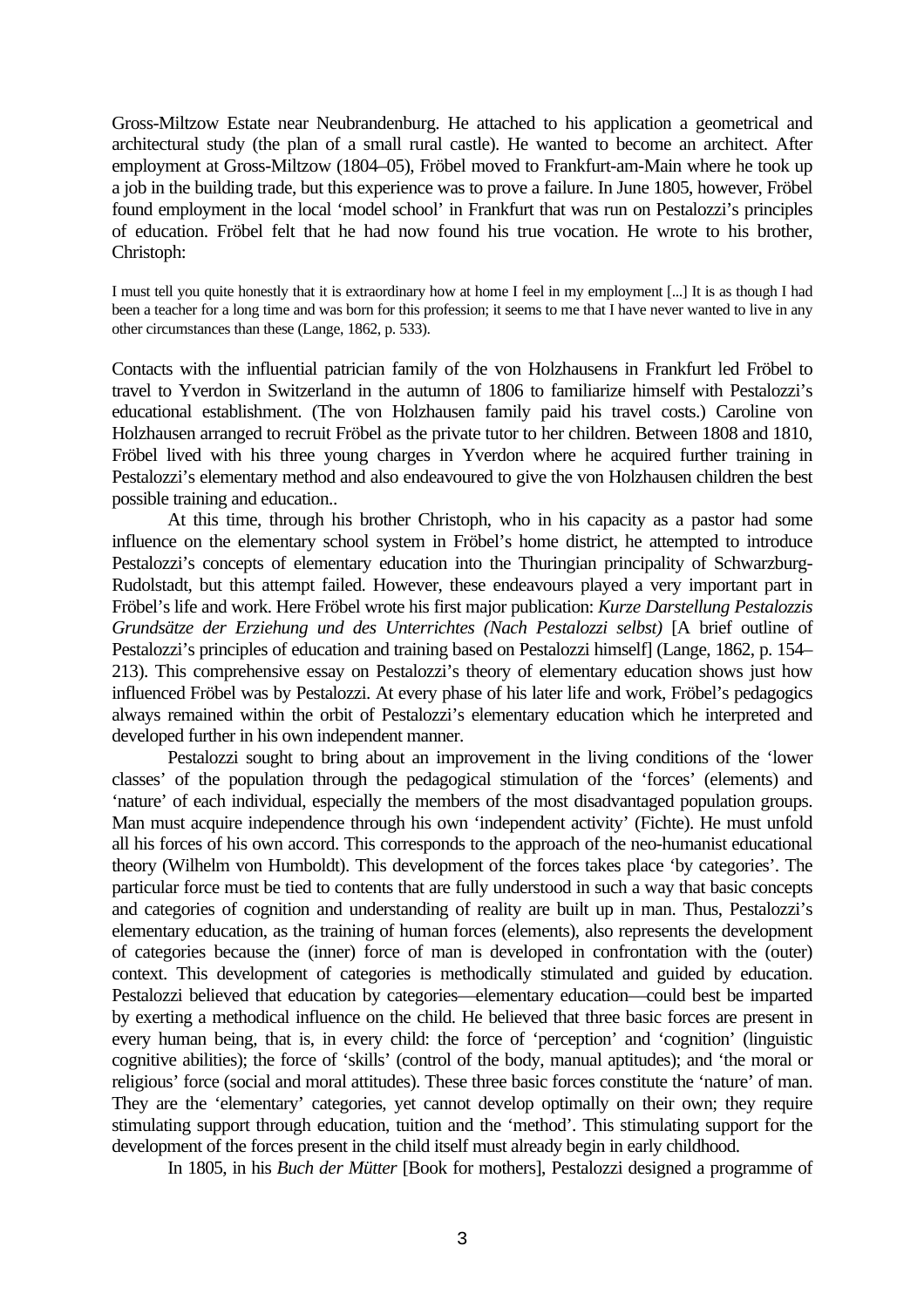Gross-Miltzow Estate near Neubrandenburg. He attached to his application a geometrical and architectural study (the plan of a small rural castle). He wanted to become an architect. After employment at Gross-Miltzow (1804–05), Fröbel moved to Frankfurt-am-Main where he took up a job in the building trade, but this experience was to prove a failure. In June 1805, however, Fröbel found employment in the local 'model school' in Frankfurt that was run on Pestalozzi's principles of education. Fröbel felt that he had now found his true vocation. He wrote to his brother, Christoph:

> I must tell you quite honestly that it is extraordinary how at home I feel in my employment [...] It is as though I had been a teacher for a long time and was born for this profession; it seems to me that I have never wanted to live in any other circumstances than these (Lange, 1862, p. 533).

Contacts with the influential patrician family of the von Holzhausens in Frankfurt led Fröbel to travel to Yverdon in Switzerland in the autumn of 1806 to familiarize himself with Pestalozzi's educational establishment. (The von Holzhausen family paid his travel costs.) Caroline von Holzhausen arranged to recruit Fröbel as the private tutor to her children. Between 1808 and 1810, Fröbel lived with his three young charges in Yverdon where he acquired further training in Pestalozzi's elementary method and also endeavoured to give the von Holzhausen children the best possible training and education..

At this time, through his brother Christoph, who in his capacity as a pastor had some influence on the elementary school system in Fröbel's home district, he attempted to introduce Pestalozzi's concepts of elementary education into the Thuringian principality of Schwarzburg-Rudolstadt, but this attempt failed. However, these endeavours played a very important part in Fröbel's life and work. Here Fröbel wrote his first major publication: *Kurze Darstellung Pestalozzis Grundsätze der Erziehung und des Unterrichtes (Nach Pestalozzi selbst)* [A brief outline of Pestalozzi's principles of education and training based on Pestalozzi himself] (Lange, 1862, p. 154–213). This comprehensive essay on Pestalozzi's theory of elementary education shows just how influenced Fröbel was by Pestalozzi. At every phase of his later life and work, Fröbel's pedagogics always remained within the orbit of Pestalozzi's elementary education which he interpreted and developed further in his own independent manner.

Pestalozzi sought to bring about an improvement in the living conditions of the 'lower classes' of the population through the pedagogical stimulation of the 'forces' (elements) and 'nature' of each individual, especially the members of the most disadvantaged population groups. Man must acquire independence through his own 'independent activity' (Fichte). He must unfold all his forces of his own accord. This corresponds to the approach of the neo-humanist educational theory (Wilhelm von Humboldt). This development of the forces takes place 'by categories'. The particular force must be tied to contents that are fully understood in such a way that basic concepts and categories of cognition and understanding of reality are built up in man. Thus, Pestalozzi's elementary education, as the training of human forces (elements), also represents the development of categories because the (inner) force of man is developed in confrontation with the (outer) context. This development of categories is methodically stimulated and guided by education. Pestalozzi believed that education by categories—elementary education—could best be imparted by exerting a methodical influence on the child. He believed that three basic forces are present in every human being, that is, in every child: the force of 'perception' and 'cognition' (linguistic cognitive abilities); the force of 'skills' (control of the body, manual aptitudes); and 'the moral or religious' force (social and moral attitudes). These three basic forces constitute the 'nature' of man. They are the 'elementary' categories, yet cannot develop optimally on their own; they require stimulating support through education, tuition and the 'method'. This stimulating support for the development of the forces present in the child itself must already begin in early childhood.

In 1805, in his *Buch der Mütter* [Book for mothers], Pestalozzi designed a programme of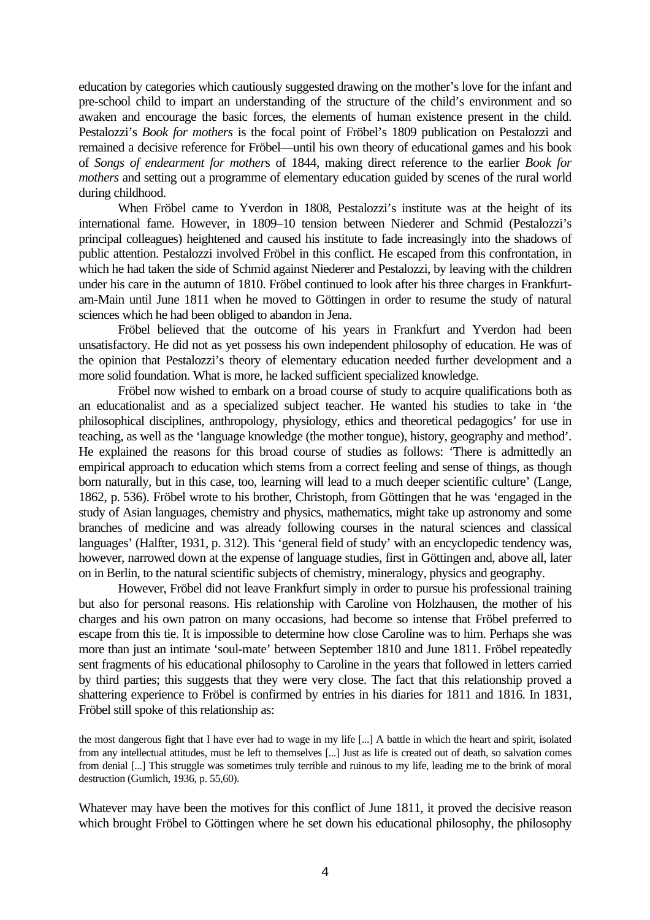education by categories which cautiously suggested drawing on the mother's love for the infant and pre-school child to impart an understanding of the structure of the child's environment and so awaken and encourage the basic forces, the elements of human existence present in the child. Pestalozzi's *Book for mothers* is the focal point of Fröbel's 1809 publication on Pestalozzi and remained a decisive reference for Fröbel—until his own theory of educational games and his book of *Songs of endearment for mother*s of 1844, making direct reference to the earlier *Book for mothers* and setting out a programme of elementary education guided by scenes of the rural world during childhood.

When Fröbel came to Yverdon in 1808, Pestalozzi's institute was at the height of its international fame. However, in 1809–10 tension between Niederer and Schmid (Pestalozzi's principal colleagues) heightened and caused his institute to fade increasingly into the shadows of public attention. Pestalozzi involved Fröbel in this conflict. He escaped from this confrontation, in which he had taken the side of Schmid against Niederer and Pestalozzi, by leaving with the children under his care in the autumn of 1810. Fröbel continued to look after his three charges in Frankfurt-am-Main until June 1811 when he moved to Göttingen in order to resume the study of natural sciences which he had been obliged to abandon in Jena.

Fröbel believed that the outcome of his years in Frankfurt and Yverdon had been unsatisfactory. He did not as yet possess his own independent philosophy of education. He was of the opinion that Pestalozzi's theory of elementary education needed further development and a more solid foundation. What is more, he lacked sufficient specialized knowledge.

Fröbel now wished to embark on a broad course of study to acquire qualifications both as an educationalist and as a specialized subject teacher. He wanted his studies to take in 'the philosophical disciplines, anthropology, physiology, ethics and theoretical pedagogics' for use in teaching, as well as the 'language knowledge (the mother tongue), history, geography and method'. He explained the reasons for this broad course of studies as follows: 'There is admittedly an empirical approach to education which stems from a correct feeling and sense of things, as though born naturally, but in this case, too, learning will lead to a much deeper scientific culture' (Lange, 1862, p. 536). Fröbel wrote to his brother, Christoph, from Göttingen that he was 'engaged in the study of Asian languages, chemistry and physics, mathematics, might take up astronomy and some branches of medicine and was already following courses in the natural sciences and classical languages' (Halfter, 1931, p. 312). This 'general field of study' with an encyclopedic tendency was, however, narrowed down at the expense of language studies, first in Göttingen and, above all, later on in Berlin, to the natural scientific subjects of chemistry, mineralogy, physics and geography.

However, Fröbel did not leave Frankfurt simply in order to pursue his professional training but also for personal reasons. His relationship with Caroline von Holzhausen, the mother of his charges and his own patron on many occasions, had become so intense that Fröbel preferred to escape from this tie. It is impossible to determine how close Caroline was to him. Perhaps she was more than just an intimate 'soul-mate' between September 1810 and June 1811. Fröbel repeatedly sent fragments of his educational philosophy to Caroline in the years that followed in letters carried by third parties; this suggests that they were very close. The fact that this relationship proved a shattering experience to Fröbel is confirmed by entries in his diaries for 1811 and 1816. In 1831, Fröbel still spoke of this relationship as:

> the most dangerous fight that I have ever had to wage in my life [...] A battle in which the heart and spirit, isolated from any intellectual attitudes, must be left to themselves [...] Just as life is created out of death, so salvation comes from denial [...] This struggle was sometimes truly terrible and ruinous to my life, leading me to the brink of moral destruction (Gumlich, 1936, p. 55,60).

Whatever may have been the motives for this conflict of June 1811, it proved the decisive reason which brought Fröbel to Göttingen where he set down his educational philosophy, the philosophy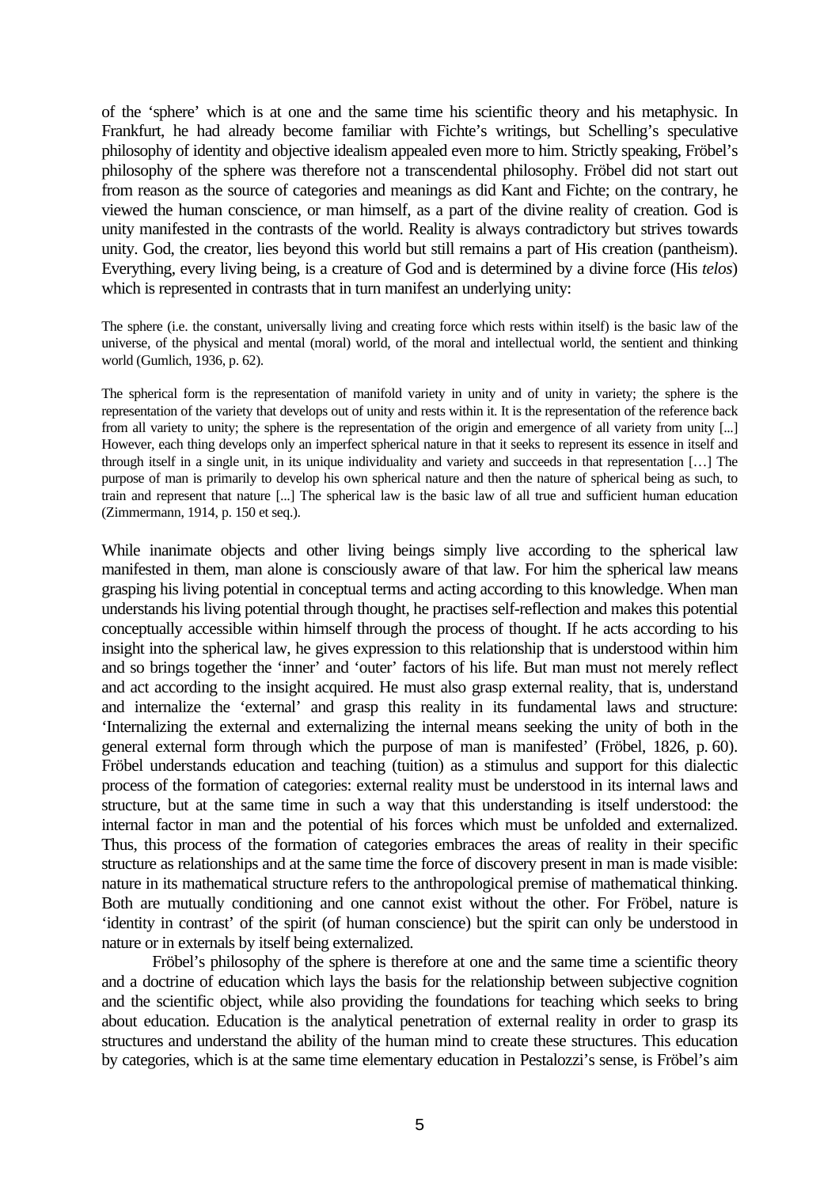of the 'sphere' which is at one and the same time his scientific theory and his metaphysic. In Frankfurt, he had already become familiar with Fichte's writings, but Schelling's speculative philosophy of identity and objective idealism appealed even more to him. Strictly speaking, Fröbel's philosophy of the sphere was therefore not a transcendental philosophy. Fröbel did not start out from reason as the source of categories and meanings as did Kant and Fichte; on the contrary, he viewed the human conscience, or man himself, as a part of the divine reality of creation. God is unity manifested in the contrasts of the world. Reality is always contradictory but strives towards unity. God, the creator, lies beyond this world but still remains a part of His creation (pantheism). Everything, every living being, is a creature of God and is determined by a divine force (His *telos*) which is represented in contrasts that in turn manifest an underlying unity:

> The sphere (i.e. the constant, universally living and creating force which rests within itself) is the basic law of the universe, of the physical and mental (moral) world, of the moral and intellectual world, the sentient and thinking world (Gumlich, 1936, p. 62).

> The spherical form is the representation of manifold variety in unity and of unity in variety; the sphere is the representation of the variety that develops out of unity and rests within it. It is the representation of the reference back from all variety to unity; the sphere is the representation of the origin and emergence of all variety from unity [...] However, each thing develops only an imperfect spherical nature in that it seeks to represent its essence in itself and through itself in a single unit, in its unique individuality and variety and succeeds in that representation […] The purpose of man is primarily to develop his own spherical nature and then the nature of spherical being as such, to train and represent that nature [...] The spherical law is the basic law of all true and sufficient human education (Zimmermann, 1914, p. 150 et seq.).

While inanimate objects and other living beings simply live according to the spherical law manifested in them, man alone is consciously aware of that law. For him the spherical law means grasping his living potential in conceptual terms and acting according to this knowledge. When man understands his living potential through thought, he practises self-reflection and makes this potential conceptually accessible within himself through the process of thought. If he acts according to his insight into the spherical law, he gives expression to this relationship that is understood within him and so brings together the 'inner' and 'outer' factors of his life. But man must not merely reflect and act according to the insight acquired. He must also grasp external reality, that is, understand and internalize the 'external' and grasp this reality in its fundamental laws and structure: 'Internalizing the external and externalizing the internal means seeking the unity of both in the general external form through which the purpose of man is manifested' (Fröbel, 1826, p. 60). Fröbel understands education and teaching (tuition) as a stimulus and support for this dialectic process of the formation of categories: external reality must be understood in its internal laws and structure, but at the same time in such a way that this understanding is itself understood: the internal factor in man and the potential of his forces which must be unfolded and externalized. Thus, this process of the formation of categories embraces the areas of reality in their specific structure as relationships and at the same time the force of discovery present in man is made visible: nature in its mathematical structure refers to the anthropological premise of mathematical thinking. Both are mutually conditioning and one cannot exist without the other. For Fröbel, nature is 'identity in contrast' of the spirit (of human conscience) but the spirit can only be understood in nature or in externals by itself being externalized.

Fröbel's philosophy of the sphere is therefore at one and the same time a scientific theory and a doctrine of education which lays the basis for the relationship between subjective cognition and the scientific object, while also providing the foundations for teaching which seeks to bring about education. Education is the analytical penetration of external reality in order to grasp its structures and understand the ability of the human mind to create these structures. This education by categories, which is at the same time elementary education in Pestalozzi's sense, is Fröbel's aim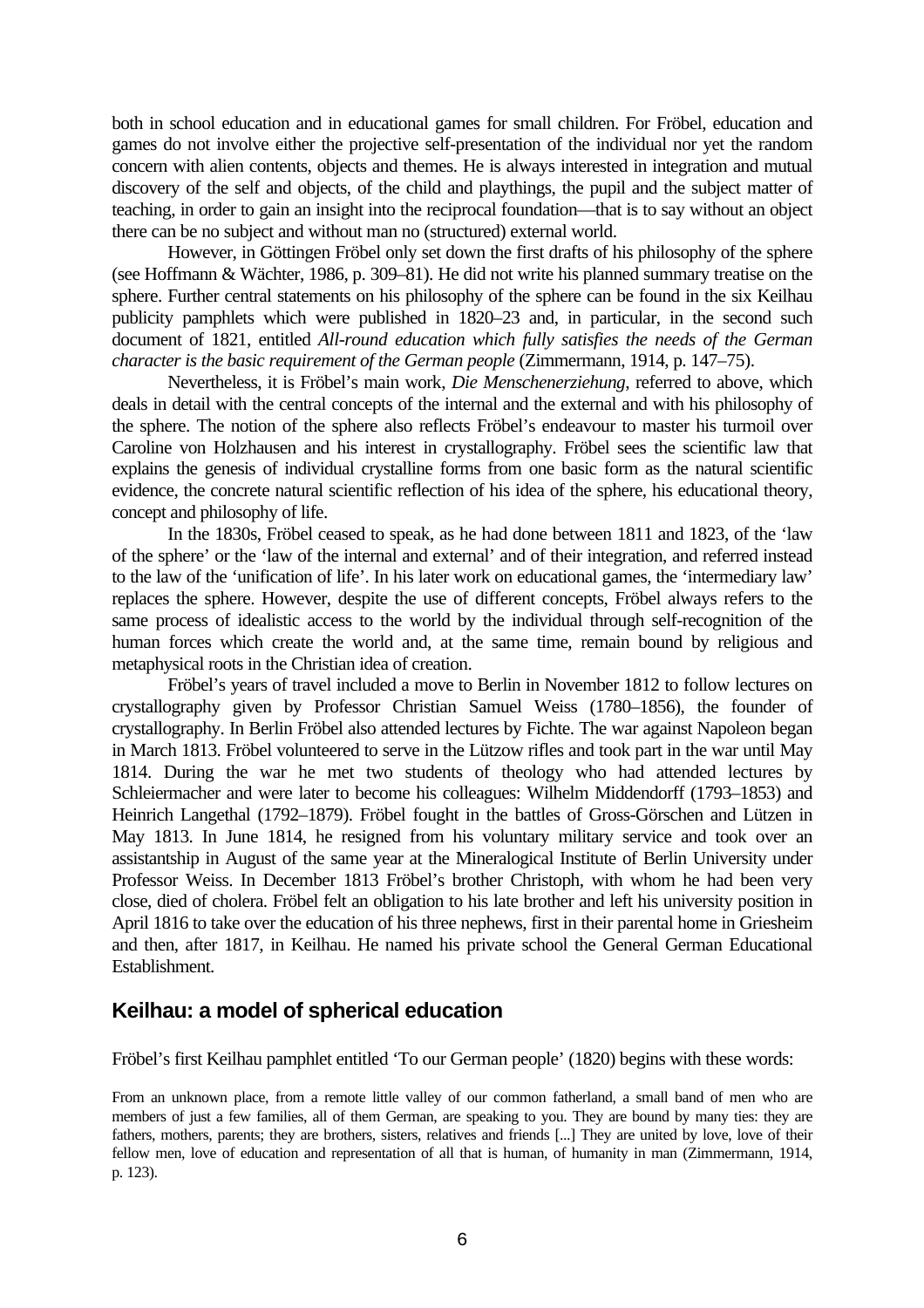both in school education and in educational games for small children. For Fröbel, education and games do not involve either the projective self-presentation of the individual nor yet the random concern with alien contents, objects and themes. He is always interested in integration and mutual discovery of the self and objects, of the child and playthings, the pupil and the subject matter of teaching, in order to gain an insight into the reciprocal foundation—that is to say without an object there can be no subject and without man no (structured) external world.

However, in Göttingen Fröbel only set down the first drafts of his philosophy of the sphere (see Hoffmann & Wächter, 1986, p. 309–81). He did not write his planned summary treatise on the sphere. Further central statements on his philosophy of the sphere can be found in the six Keilhau publicity pamphlets which were published in 1820–23 and, in particular, in the second such document of 1821, entitled *All-round education which fully satisfies the needs of the German character is the basic requirement of the German people* (Zimmermann, 1914, p. 147–75).

Nevertheless, it is Fröbel's main work, *Die Menschenerziehung*, referred to above, which deals in detail with the central concepts of the internal and the external and with his philosophy of the sphere. The notion of the sphere also reflects Fröbel's endeavour to master his turmoil over Caroline von Holzhausen and his interest in crystallography. Fröbel sees the scientific law that explains the genesis of individual crystalline forms from one basic form as the natural scientific evidence, the concrete natural scientific reflection of his idea of the sphere, his educational theory, concept and philosophy of life.

In the 1830s, Fröbel ceased to speak, as he had done between 1811 and 1823, of the 'law of the sphere' or the 'law of the internal and external' and of their integration, and referred instead to the law of the 'unification of life'. In his later work on educational games, the 'intermediary law' replaces the sphere. However, despite the use of different concepts, Fröbel always refers to the same process of idealistic access to the world by the individual through self-recognition of the human forces which create the world and, at the same time, remain bound by religious and metaphysical roots in the Christian idea of creation.

Fröbel's years of travel included a move to Berlin in November 1812 to follow lectures on crystallography given by Professor Christian Samuel Weiss (1780–1856), the founder of crystallography. In Berlin Fröbel also attended lectures by Fichte. The war against Napoleon began in March 1813. Fröbel volunteered to serve in the Lützow rifles and took part in the war until May 1814. During the war he met two students of theology who had attended lectures by Schleiermacher and were later to become his colleagues: Wilhelm Middendorff (1793–1853) and Heinrich Langethal (1792–1879). Fröbel fought in the battles of Gross-Görschen and Lützen in May 1813. In June 1814, he resigned from his voluntary military service and took over an assistantship in August of the same year at the Mineralogical Institute of Berlin University under Professor Weiss. In December 1813 Fröbel's brother Christoph, with whom he had been very close, died of cholera. Fröbel felt an obligation to his late brother and left his university position in April 1816 to take over the education of his three nephews, first in their parental home in Griesheim and then, after 1817, in Keilhau. He named his private school the General German Educational Establishment.

## Keilhau: a model of spherical education

Fröbel's first Keilhau pamphlet entitled 'To our German people' (1820) begins with these words:

> From an unknown place, from a remote little valley of our common fatherland, a small band of men who are members of just a few families, all of them German, are speaking to you. They are bound by many ties: they are fathers, mothers, parents; they are brothers, sisters, relatives and friends [...] They are united by love, love of their fellow men, love of education and representation of all that is human, of humanity in man (Zimmermann, 1914, p. 123).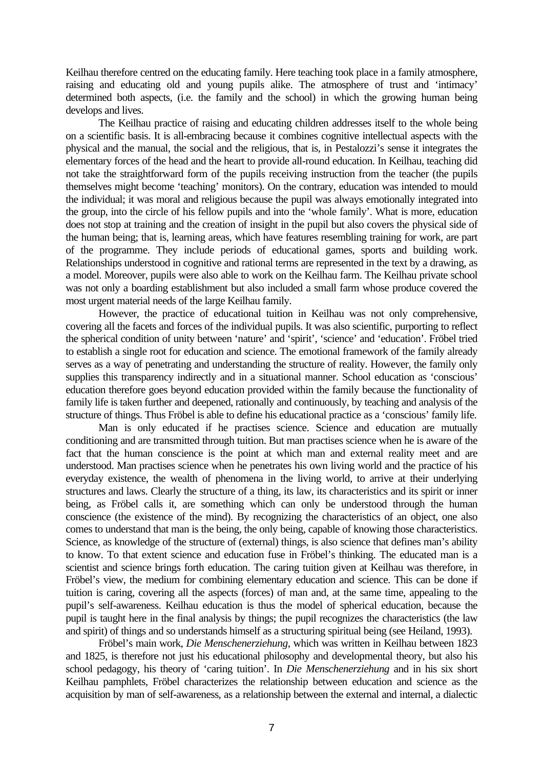Keilhau therefore centred on the educating family. Here teaching took place in a family atmosphere, raising and educating old and young pupils alike. The atmosphere of trust and 'intimacy' determined both aspects, (i.e. the family and the school) in which the growing human being develops and lives.

The Keilhau practice of raising and educating children addresses itself to the whole being on a scientific basis. It is all-embracing because it combines cognitive intellectual aspects with the physical and the manual, the social and the religious, that is, in Pestalozzi's sense it integrates the elementary forces of the head and the heart to provide all-round education. In Keilhau, teaching did not take the straightforward form of the pupils receiving instruction from the teacher (the pupils themselves might become 'teaching' monitors). On the contrary, education was intended to mould the individual; it was moral and religious because the pupil was always emotionally integrated into the group, into the circle of his fellow pupils and into the 'whole family'. What is more, education does not stop at training and the creation of insight in the pupil but also covers the physical side of the human being; that is, learning areas, which have features resembling training for work, are part of the programme. They include periods of educational games, sports and building work. Relationships understood in cognitive and rational terms are represented in the text by a drawing, as a model. Moreover, pupils were also able to work on the Keilhau farm. The Keilhau private school was not only a boarding establishment but also included a small farm whose produce covered the most urgent material needs of the large Keilhau family.

However, the practice of educational tuition in Keilhau was not only comprehensive, covering all the facets and forces of the individual pupils. It was also scientific, purporting to reflect the spherical condition of unity between 'nature' and 'spirit', 'science' and 'education'. Fröbel tried to establish a single root for education and science. The emotional framework of the family already serves as a way of penetrating and understanding the structure of reality. However, the family only supplies this transparency indirectly and in a situational manner. School education as 'conscious' education therefore goes beyond education provided within the family because the functionality of family life is taken further and deepened, rationally and continuously, by teaching and analysis of the structure of things. Thus Fröbel is able to define his educational practice as a 'conscious' family life.

Man is only educated if he practises science. Science and education are mutually conditioning and are transmitted through tuition. But man practises science when he is aware of the fact that the human conscience is the point at which man and external reality meet and are understood. Man practises science when he penetrates his own living world and the practice of his everyday existence, the wealth of phenomena in the living world, to arrive at their underlying structures and laws. Clearly the structure of a thing, its law, its characteristics and its spirit or inner being, as Fröbel calls it, are something which can only be understood through the human conscience (the existence of the mind). By recognizing the characteristics of an object, one also comes to understand that man is the being, the only being, capable of knowing those characteristics. Science, as knowledge of the structure of (external) things, is also science that defines man's ability to know. To that extent science and education fuse in Fröbel's thinking. The educated man is a scientist and science brings forth education. The caring tuition given at Keilhau was therefore, in Fröbel's view, the medium for combining elementary education and science. This can be done if tuition is caring, covering all the aspects (forces) of man and, at the same time, appealing to the pupil's self-awareness. Keilhau education is thus the model of spherical education, because the pupil is taught here in the final analysis by things; the pupil recognizes the characteristics (the law and spirit) of things and so understands himself as a structuring spiritual being (see Heiland, 1993).

Fröbel's main work, *Die Menschenerziehung*, which was written in Keilhau between 1823 and 1825, is therefore not just his educational philosophy and developmental theory, but also his school pedagogy, his theory of 'caring tuition'. In *Die Menschenerziehung* and in his six short Keilhau pamphlets, Fröbel characterizes the relationship between education and science as the acquisition by man of self-awareness, as a relationship between the external and internal, a dialectic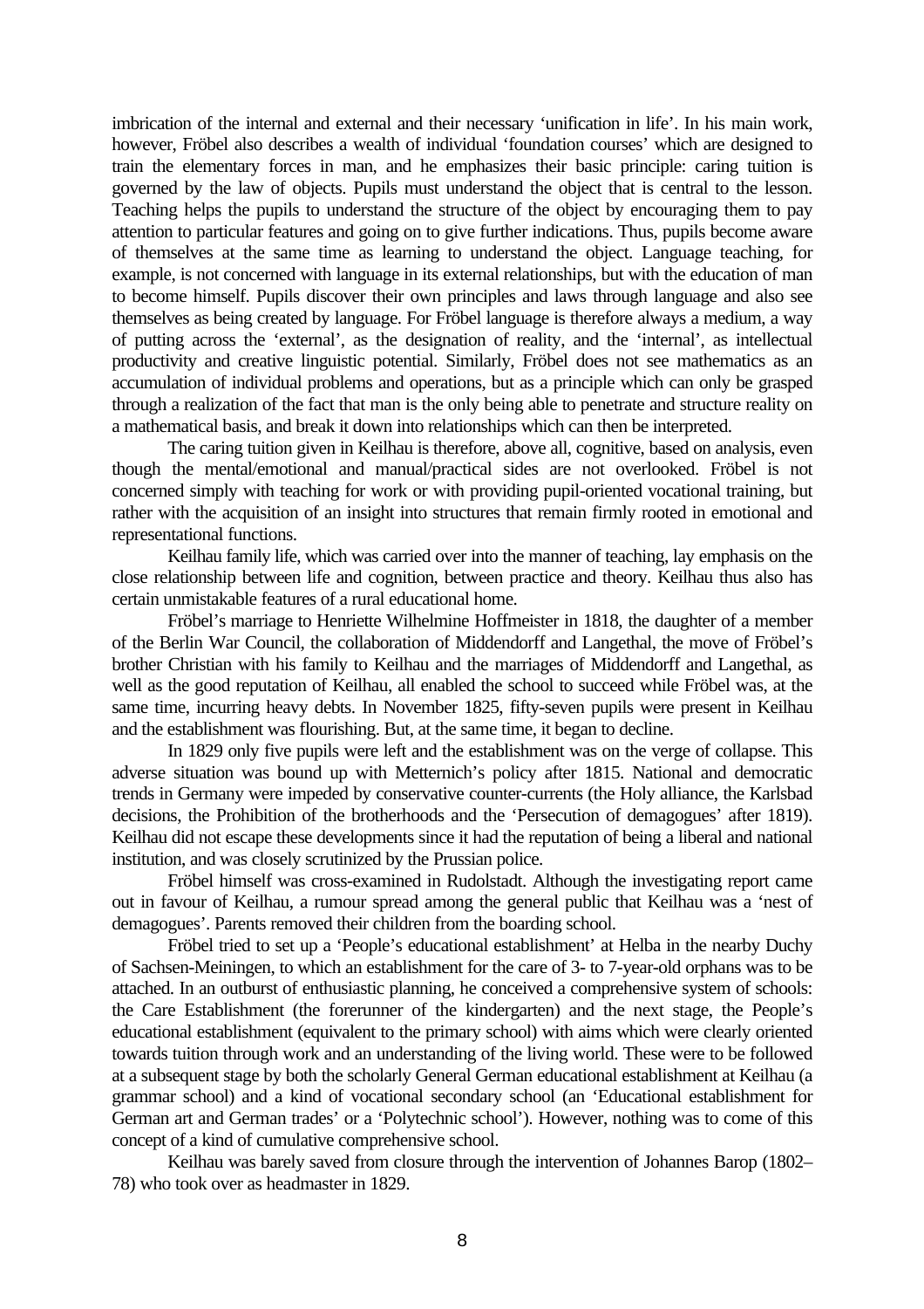imbrication of the internal and external and their necessary 'unification in life'. In his main work, however, Fröbel also describes a wealth of individual 'foundation courses' which are designed to train the elementary forces in man, and he emphasizes their basic principle: caring tuition is governed by the law of objects. Pupils must understand the object that is central to the lesson. Teaching helps the pupils to understand the structure of the object by encouraging them to pay attention to particular features and going on to give further indications. Thus, pupils become aware of themselves at the same time as learning to understand the object. Language teaching, for example, is not concerned with language in its external relationships, but with the education of man to become himself. Pupils discover their own principles and laws through language and also see themselves as being created by language. For Fröbel language is therefore always a medium, a way of putting across the 'external', as the designation of reality, and the 'internal', as intellectual productivity and creative linguistic potential. Similarly, Fröbel does not see mathematics as an accumulation of individual problems and operations, but as a principle which can only be grasped through a realization of the fact that man is the only being able to penetrate and structure reality on a mathematical basis, and break it down into relationships which can then be interpreted.

The caring tuition given in Keilhau is therefore, above all, cognitive, based on analysis, even though the mental/emotional and manual/practical sides are not overlooked. Fröbel is not concerned simply with teaching for work or with providing pupil-oriented vocational training, but rather with the acquisition of an insight into structures that remain firmly rooted in emotional and representational functions.

Keilhau family life, which was carried over into the manner of teaching, lay emphasis on the close relationship between life and cognition, between practice and theory. Keilhau thus also has certain unmistakable features of a rural educational home.

Fröbel's marriage to Henriette Wilhelmine Hoffmeister in 1818, the daughter of a member of the Berlin War Council, the collaboration of Middendorff and Langethal, the move of Fröbel's brother Christian with his family to Keilhau and the marriages of Middendorff and Langethal, as well as the good reputation of Keilhau, all enabled the school to succeed while Fröbel was, at the same time, incurring heavy debts. In November 1825, fifty-seven pupils were present in Keilhau and the establishment was flourishing. But, at the same time, it began to decline.

In 1829 only five pupils were left and the establishment was on the verge of collapse. This adverse situation was bound up with Metternich's policy after 1815. National and democratic trends in Germany were impeded by conservative counter-currents (the Holy alliance, the Karlsbad decisions, the Prohibition of the brotherhoods and the 'Persecution of demagogues' after 1819). Keilhau did not escape these developments since it had the reputation of being a liberal and national institution, and was closely scrutinized by the Prussian police.

Fröbel himself was cross-examined in Rudolstadt. Although the investigating report came out in favour of Keilhau, a rumour spread among the general public that Keilhau was a 'nest of demagogues'. Parents removed their children from the boarding school.

Fröbel tried to set up a 'People's educational establishment' at Helba in the nearby Duchy of Sachsen-Meiningen, to which an establishment for the care of 3- to 7-year-old orphans was to be attached. In an outburst of enthusiastic planning, he conceived a comprehensive system of schools: the Care Establishment (the forerunner of the kindergarten) and the next stage, the People's educational establishment (equivalent to the primary school) with aims which were clearly oriented towards tuition through work and an understanding of the living world. These were to be followed at a subsequent stage by both the scholarly General German educational establishment at Keilhau (a grammar school) and a kind of vocational secondary school (an 'Educational establishment for German art and German trades' or a 'Polytechnic school'). However, nothing was to come of this concept of a kind of cumulative comprehensive school.

Keilhau was barely saved from closure through the intervention of Johannes Barop (1802–78) who took over as headmaster in 1829.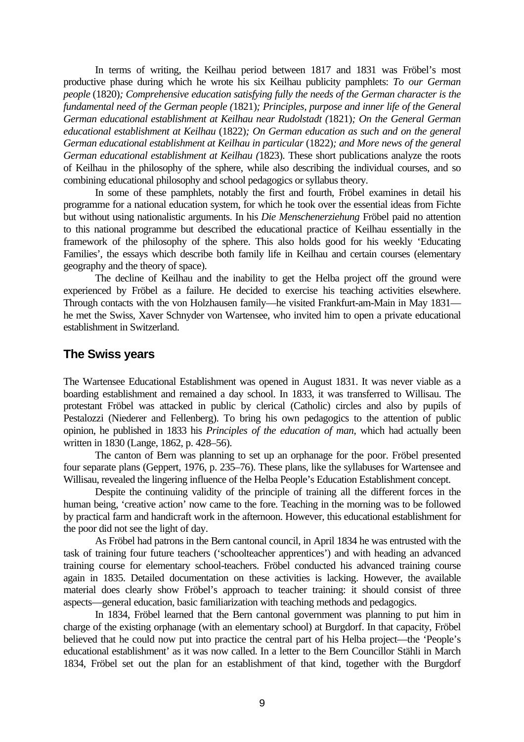In terms of writing, the Keilhau period between 1817 and 1831 was Fröbel's most productive phase during which he wrote his six Keilhau publicity pamphlets: *To our German people* (1820)*; Comprehensive education satisfying fully the needs of the German character is the fundamental need of the German people (*1821)*; Principles, purpose and inner life of the General German educational establishment at Keilhau near Rudolstadt (*1821)*; On the General German educational establishment at Keilhau* (1822)*; On German education as such and on the general German educational establishment at Keilhau in particular* (1822)*; and More news of the general German educational establishment at Keilhau (*1823). These short publications analyze the roots of Keilhau in the philosophy of the sphere, while also describing the individual courses, and so combining educational philosophy and school pedagogics or syllabus theory.

In some of these pamphlets, notably the first and fourth, Fröbel examines in detail his programme for a national education system, for which he took over the essential ideas from Fichte but without using nationalistic arguments. In his *Die Menschenerziehung* Fröbel paid no attention to this national programme but described the educational practice of Keilhau essentially in the framework of the philosophy of the sphere. This also holds good for his weekly 'Educating Families', the essays which describe both family life in Keilhau and certain courses (elementary geography and the theory of space).

The decline of Keilhau and the inability to get the Helba project off the ground were experienced by Fröbel as a failure. He decided to exercise his teaching activities elsewhere. Through contacts with the von Holzhausen family—he visited Frankfurt-am-Main in May 1831—he met the Swiss, Xaver Schnyder von Wartensee, who invited him to open a private educational establishment in Switzerland.

## The Swiss years

The Wartensee Educational Establishment was opened in August 1831. It was never viable as a boarding establishment and remained a day school. In 1833, it was transferred to Willisau. The protestant Fröbel was attacked in public by clerical (Catholic) circles and also by pupils of Pestalozzi (Niederer and Fellenberg). To bring his own pedagogics to the attention of public opinion, he published in 1833 his *Principles of the education of man*, which had actually been written in 1830 (Lange, 1862, p. 428–56).

The canton of Bern was planning to set up an orphanage for the poor. Fröbel presented four separate plans (Geppert, 1976, p. 235–76). These plans, like the syllabuses for Wartensee and Willisau, revealed the lingering influence of the Helba People's Education Establishment concept.

Despite the continuing validity of the principle of training all the different forces in the human being, 'creative action' now came to the fore. Teaching in the morning was to be followed by practical farm and handicraft work in the afternoon. However, this educational establishment for the poor did not see the light of day.

As Fröbel had patrons in the Bern cantonal council, in April 1834 he was entrusted with the task of training four future teachers ('schoolteacher apprentices') and with heading an advanced training course for elementary school-teachers. Fröbel conducted his advanced training course again in 1835. Detailed documentation on these activities is lacking. However, the available material does clearly show Fröbel's approach to teacher training: it should consist of three aspects—general education, basic familiarization with teaching methods and pedagogics.

In 1834, Fröbel learned that the Bern cantonal government was planning to put him in charge of the existing orphanage (with an elementary school) at Burgdorf. In that capacity, Fröbel believed that he could now put into practice the central part of his Helba project—the 'People's educational establishment' as it was now called. In a letter to the Bern Councillor Stähli in March 1834, Fröbel set out the plan for an establishment of that kind, together with the Burgdorf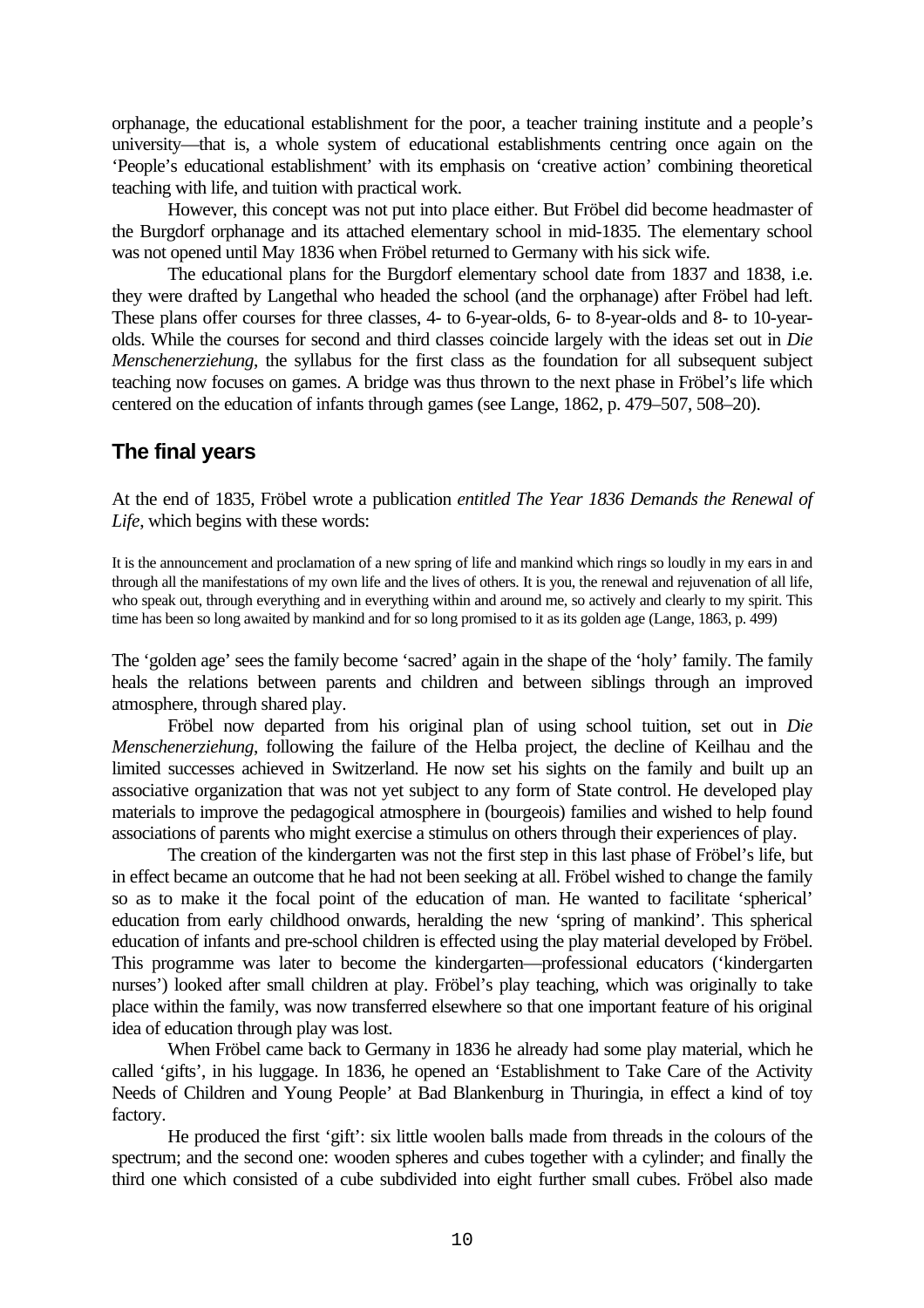orphanage, the educational establishment for the poor, a teacher training institute and a people's university—that is, a whole system of educational establishments centring once again on the 'People's educational establishment' with its emphasis on 'creative action' combining theoretical teaching with life, and tuition with practical work.

However, this concept was not put into place either. But Fröbel did become headmaster of the Burgdorf orphanage and its attached elementary school in mid-1835. The elementary school was not opened until May 1836 when Fröbel returned to Germany with his sick wife.

The educational plans for the Burgdorf elementary school date from 1837 and 1838, i.e. they were drafted by Langethal who headed the school (and the orphanage) after Fröbel had left. These plans offer courses for three classes, 4- to 6-year-olds, 6- to 8-year-olds and 8- to 10-year-olds. While the courses for second and third classes coincide largely with the ideas set out in *Die Menschenerziehung*, the syllabus for the first class as the foundation for all subsequent subject teaching now focuses on games. A bridge was thus thrown to the next phase in Fröbel's life which centered on the education of infants through games (see Lange, 1862, p. 479–507, 508–20).

## The final years

At the end of 1835, Fröbel wrote a publication *entitled The Year 1836 Demands the Renewal of Life*, which begins with these words:

> It is the announcement and proclamation of a new spring of life and mankind which rings so loudly in my ears in and through all the manifestations of my own life and the lives of others. It is you, the renewal and rejuvenation of all life, who speak out, through everything and in everything within and around me, so actively and clearly to my spirit. This time has been so long awaited by mankind and for so long promised to it as its golden age (Lange, 1863, p. 499)

The 'golden age' sees the family become 'sacred' again in the shape of the 'holy' family. The family heals the relations between parents and children and between siblings through an improved atmosphere, through shared play.

Fröbel now departed from his original plan of using school tuition, set out in *Die Menschenerziehung*, following the failure of the Helba project, the decline of Keilhau and the limited successes achieved in Switzerland. He now set his sights on the family and built up an associative organization that was not yet subject to any form of State control. He developed play materials to improve the pedagogical atmosphere in (bourgeois) families and wished to help found associations of parents who might exercise a stimulus on others through their experiences of play.

The creation of the kindergarten was not the first step in this last phase of Fröbel's life, but in effect became an outcome that he had not been seeking at all. Fröbel wished to change the family so as to make it the focal point of the education of man. He wanted to facilitate 'spherical' education from early childhood onwards, heralding the new 'spring of mankind'. This spherical education of infants and pre-school children is effected using the play material developed by Fröbel. This programme was later to become the kindergarten—professional educators ('kindergarten nurses') looked after small children at play. Fröbel's play teaching, which was originally to take place within the family, was now transferred elsewhere so that one important feature of his original idea of education through play was lost.

When Fröbel came back to Germany in 1836 he already had some play material, which he called 'gifts', in his luggage. In 1836, he opened an 'Establishment to Take Care of the Activity Needs of Children and Young People' at Bad Blankenburg in Thuringia, in effect a kind of toy factory.

He produced the first 'gift': six little woolen balls made from threads in the colours of the spectrum; and the second one: wooden spheres and cubes together with a cylinder; and finally the third one which consisted of a cube subdivided into eight further small cubes. Fröbel also made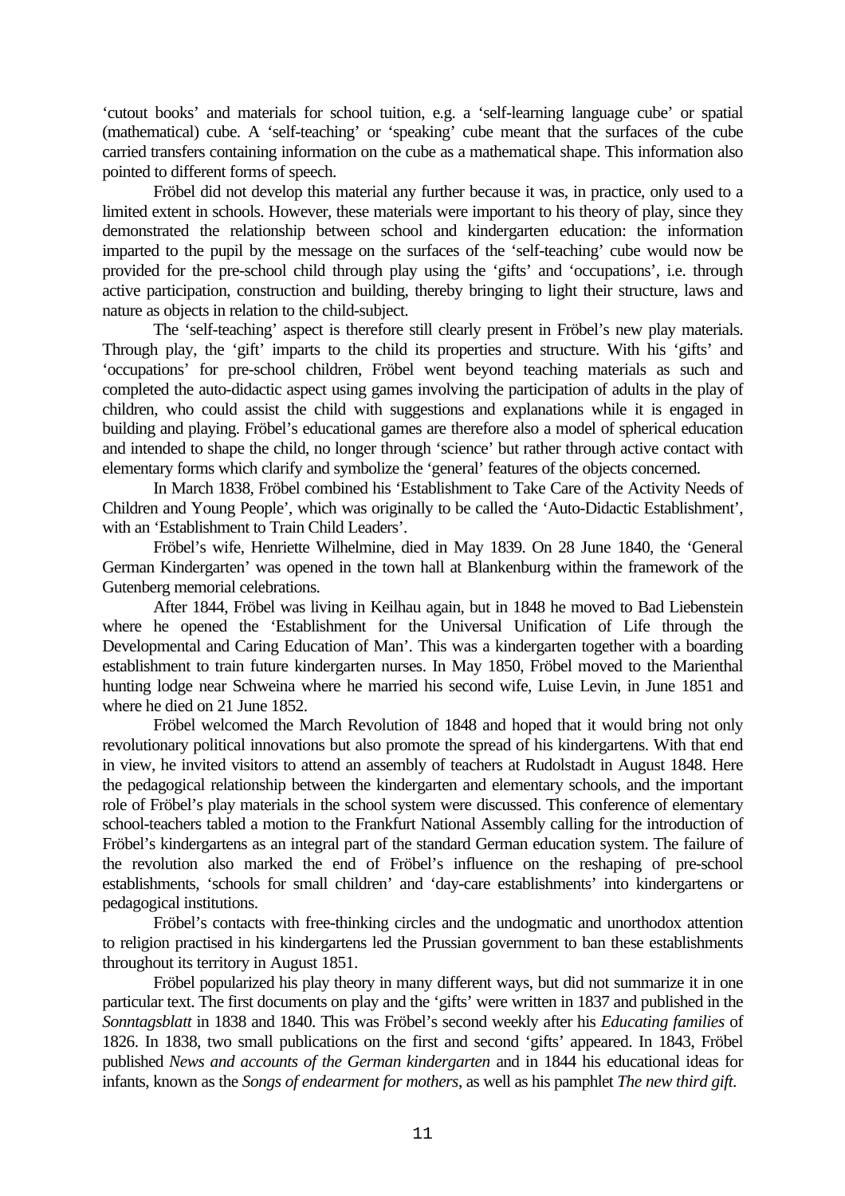'cutout books' and materials for school tuition, e.g. a 'self-learning language cube' or spatial (mathematical) cube. A 'self-teaching' or 'speaking' cube meant that the surfaces of the cube carried transfers containing information on the cube as a mathematical shape. This information also pointed to different forms of speech.

Fröbel did not develop this material any further because it was, in practice, only used to a limited extent in schools. However, these materials were important to his theory of play, since they demonstrated the relationship between school and kindergarten education: the information imparted to the pupil by the message on the surfaces of the 'self-teaching' cube would now be provided for the pre-school child through play using the 'gifts' and 'occupations', i.e. through active participation, construction and building, thereby bringing to light their structure, laws and nature as objects in relation to the child-subject.

The 'self-teaching' aspect is therefore still clearly present in Fröbel's new play materials. Through play, the 'gift' imparts to the child its properties and structure. With his 'gifts' and 'occupations' for pre-school children, Fröbel went beyond teaching materials as such and completed the auto-didactic aspect using games involving the participation of adults in the play of children, who could assist the child with suggestions and explanations while it is engaged in building and playing. Fröbel's educational games are therefore also a model of spherical education and intended to shape the child, no longer through 'science' but rather through active contact with elementary forms which clarify and symbolize the 'general' features of the objects concerned.

In March 1838, Fröbel combined his 'Establishment to Take Care of the Activity Needs of Children and Young People', which was originally to be called the 'Auto-Didactic Establishment', with an 'Establishment to Train Child Leaders'.

Fröbel's wife, Henriette Wilhelmine, died in May 1839. On 28 June 1840, the 'General German Kindergarten' was opened in the town hall at Blankenburg within the framework of the Gutenberg memorial celebrations.

After 1844, Fröbel was living in Keilhau again, but in 1848 he moved to Bad Liebenstein where he opened the 'Establishment for the Universal Unification of Life through the Developmental and Caring Education of Man'. This was a kindergarten together with a boarding establishment to train future kindergarten nurses. In May 1850, Fröbel moved to the Marienthal hunting lodge near Schweina where he married his second wife, Luise Levin, in June 1851 and where he died on 21 June 1852.

Fröbel welcomed the March Revolution of 1848 and hoped that it would bring not only revolutionary political innovations but also promote the spread of his kindergartens. With that end in view, he invited visitors to attend an assembly of teachers at Rudolstadt in August 1848. Here the pedagogical relationship between the kindergarten and elementary schools, and the important role of Fröbel's play materials in the school system were discussed. This conference of elementary school-teachers tabled a motion to the Frankfurt National Assembly calling for the introduction of Fröbel's kindergartens as an integral part of the standard German education system. The failure of the revolution also marked the end of Fröbel's influence on the reshaping of pre-school establishments, 'schools for small children' and 'day-care establishments' into kindergartens or pedagogical institutions.

Fröbel's contacts with free-thinking circles and the undogmatic and unorthodox attention to religion practised in his kindergartens led the Prussian government to ban these establishments throughout its territory in August 1851.

Fröbel popularized his play theory in many different ways, but did not summarize it in one particular text. The first documents on play and the 'gifts' were written in 1837 and published in the *Sonntagsblatt* in 1838 and 1840. This was Fröbel's second weekly after his *Educating families* of 1826. In 1838, two small publications on the first and second 'gifts' appeared. In 1843, Fröbel published *News and accounts of the German kindergarten* and in 1844 his educational ideas for infants, known as the *Songs of endearment for mothers*, as well as his pamphlet *The new third gift*.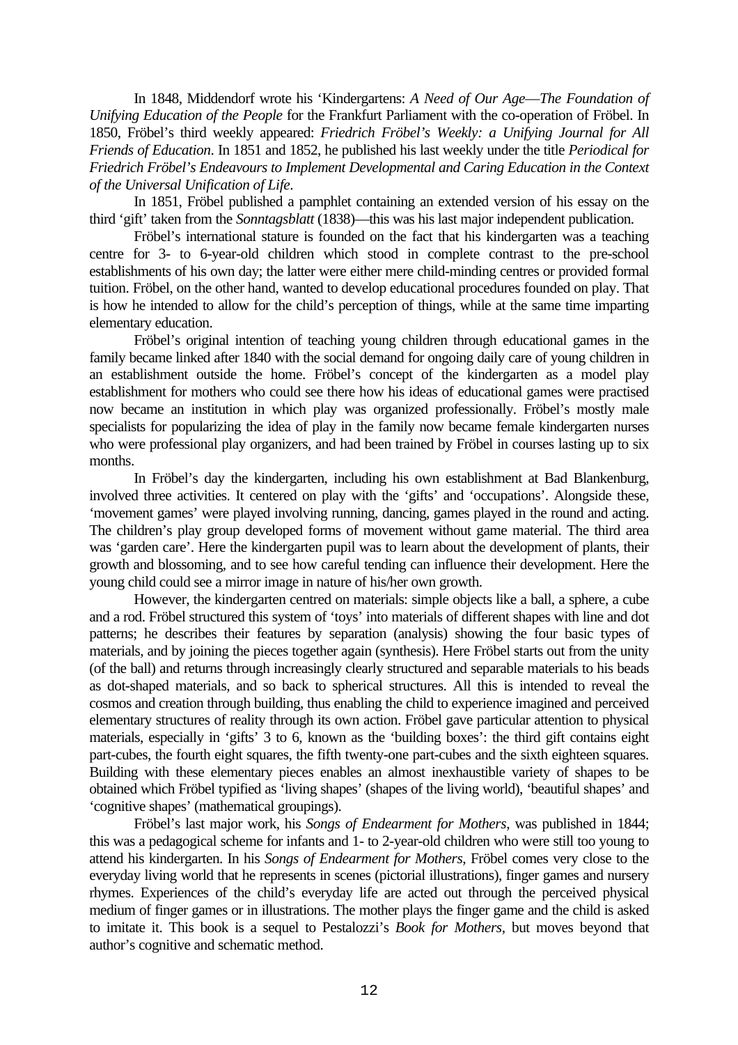In 1848, Middendorf wrote his 'Kindergartens: *A Need of Our Age—The Foundation of Unifying Education of the People* for the Frankfurt Parliament with the co-operation of Fröbel. In 1850, Fröbel's third weekly appeared: *Friedrich Fröbel's Weekly: a Unifying Journal for All Friends of Education*. In 1851 and 1852, he published his last weekly under the title *Periodical for Friedrich Fröbel's Endeavours to Implement Developmental and Caring Education in the Context of the Universal Unification of Life*.

In 1851, Fröbel published a pamphlet containing an extended version of his essay on the third 'gift' taken from the *Sonntagsblatt* (1838)—this was his last major independent publication.

Fröbel's international stature is founded on the fact that his kindergarten was a teaching centre for 3- to 6-year-old children which stood in complete contrast to the pre-school establishments of his own day; the latter were either mere child-minding centres or provided formal tuition. Fröbel, on the other hand, wanted to develop educational procedures founded on play. That is how he intended to allow for the child's perception of things, while at the same time imparting elementary education.

Fröbel's original intention of teaching young children through educational games in the family became linked after 1840 with the social demand for ongoing daily care of young children in an establishment outside the home. Fröbel's concept of the kindergarten as a model play establishment for mothers who could see there how his ideas of educational games were practised now became an institution in which play was organized professionally. Fröbel's mostly male specialists for popularizing the idea of play in the family now became female kindergarten nurses who were professional play organizers, and had been trained by Fröbel in courses lasting up to six months.

In Fröbel's day the kindergarten, including his own establishment at Bad Blankenburg, involved three activities. It centered on play with the 'gifts' and 'occupations'. Alongside these, 'movement games' were played involving running, dancing, games played in the round and acting. The children's play group developed forms of movement without game material. The third area was 'garden care'. Here the kindergarten pupil was to learn about the development of plants, their growth and blossoming, and to see how careful tending can influence their development. Here the young child could see a mirror image in nature of his/her own growth.

However, the kindergarten centred on materials: simple objects like a ball, a sphere, a cube and a rod. Fröbel structured this system of 'toys' into materials of different shapes with line and dot patterns; he describes their features by separation (analysis) showing the four basic types of materials, and by joining the pieces together again (synthesis). Here Fröbel starts out from the unity (of the ball) and returns through increasingly clearly structured and separable materials to his beads as dot-shaped materials, and so back to spherical structures. All this is intended to reveal the cosmos and creation through building, thus enabling the child to experience imagined and perceived elementary structures of reality through its own action. Fröbel gave particular attention to physical materials, especially in 'gifts' 3 to 6, known as the 'building boxes': the third gift contains eight part-cubes, the fourth eight squares, the fifth twenty-one part-cubes and the sixth eighteen squares. Building with these elementary pieces enables an almost inexhaustible variety of shapes to be obtained which Fröbel typified as 'living shapes' (shapes of the living world), 'beautiful shapes' and 'cognitive shapes' (mathematical groupings).

Fröbel's last major work, his *Songs of Endearment for Mothers*, was published in 1844; this was a pedagogical scheme for infants and 1- to 2-year-old children who were still too young to attend his kindergarten. In his *Songs of Endearment for Mothers*, Fröbel comes very close to the everyday living world that he represents in scenes (pictorial illustrations), finger games and nursery rhymes. Experiences of the child's everyday life are acted out through the perceived physical medium of finger games or in illustrations. The mother plays the finger game and the child is asked to imitate it. This book is a sequel to Pestalozzi's *Book for Mothers*, but moves beyond that author's cognitive and schematic method.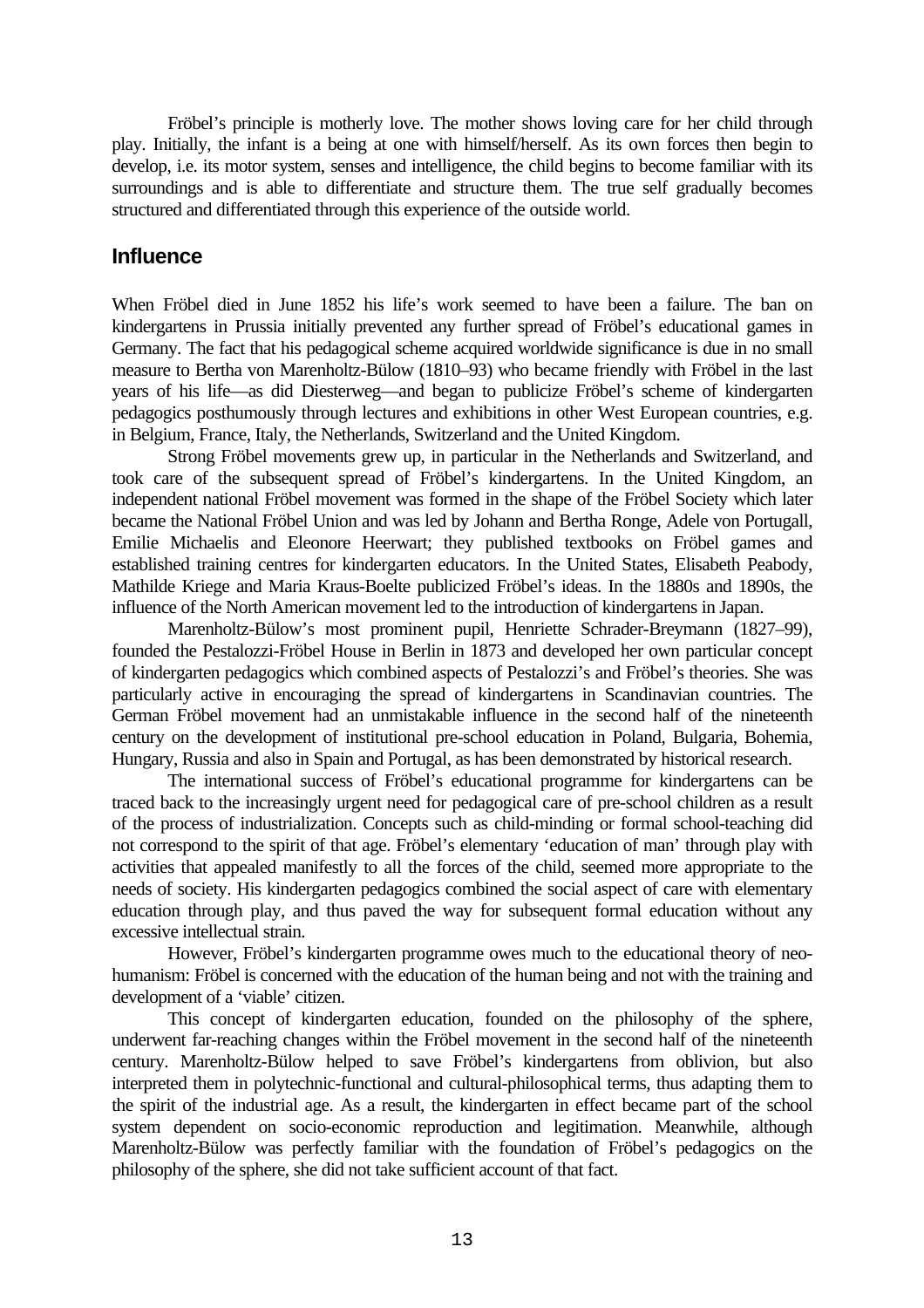Fröbel's principle is motherly love. The mother shows loving care for her child through play. Initially, the infant is a being at one with himself/herself. As its own forces then begin to develop, i.e. its motor system, senses and intelligence, the child begins to become familiar with its surroundings and is able to differentiate and structure them. The true self gradually becomes structured and differentiated through this experience of the outside world.

## Influence

When Fröbel died in June 1852 his life's work seemed to have been a failure. The ban on kindergartens in Prussia initially prevented any further spread of Fröbel's educational games in Germany. The fact that his pedagogical scheme acquired worldwide significance is due in no small measure to Bertha von Marenholtz-Bülow (1810–93) who became friendly with Fröbel in the last years of his life—as did Diesterweg—and began to publicize Fröbel's scheme of kindergarten pedagogics posthumously through lectures and exhibitions in other West European countries, e.g. in Belgium, France, Italy, the Netherlands, Switzerland and the United Kingdom.

Strong Fröbel movements grew up, in particular in the Netherlands and Switzerland, and took care of the subsequent spread of Fröbel's kindergartens. In the United Kingdom, an independent national Fröbel movement was formed in the shape of the Fröbel Society which later became the National Fröbel Union and was led by Johann and Bertha Ronge, Adele von Portugall, Emilie Michaelis and Eleonore Heerwart; they published textbooks on Fröbel games and established training centres for kindergarten educators. In the United States, Elisabeth Peabody, Mathilde Kriege and Maria Kraus-Boelte publicized Fröbel's ideas. In the 1880s and 1890s, the influence of the North American movement led to the introduction of kindergartens in Japan.

Marenholtz-Bülow's most prominent pupil, Henriette Schrader-Breymann (1827–99), founded the Pestalozzi-Fröbel House in Berlin in 1873 and developed her own particular concept of kindergarten pedagogics which combined aspects of Pestalozzi's and Fröbel's theories. She was particularly active in encouraging the spread of kindergartens in Scandinavian countries. The German Fröbel movement had an unmistakable influence in the second half of the nineteenth century on the development of institutional pre-school education in Poland, Bulgaria, Bohemia, Hungary, Russia and also in Spain and Portugal, as has been demonstrated by historical research.

The international success of Fröbel's educational programme for kindergartens can be traced back to the increasingly urgent need for pedagogical care of pre-school children as a result of the process of industrialization. Concepts such as child-minding or formal school-teaching did not correspond to the spirit of that age. Fröbel's elementary 'education of man' through play with activities that appealed manifestly to all the forces of the child, seemed more appropriate to the needs of society. His kindergarten pedagogics combined the social aspect of care with elementary education through play, and thus paved the way for subsequent formal education without any excessive intellectual strain.

However, Fröbel's kindergarten programme owes much to the educational theory of neo-humanism: Fröbel is concerned with the education of the human being and not with the training and development of a 'viable' citizen.

This concept of kindergarten education, founded on the philosophy of the sphere, underwent far-reaching changes within the Fröbel movement in the second half of the nineteenth century. Marenholtz-Bülow helped to save Fröbel's kindergartens from oblivion, but also interpreted them in polytechnic-functional and cultural-philosophical terms, thus adapting them to the spirit of the industrial age. As a result, the kindergarten in effect became part of the school system dependent on socio-economic reproduction and legitimation. Meanwhile, although Marenholtz-Bülow was perfectly familiar with the foundation of Fröbel's pedagogics on the philosophy of the sphere, she did not take sufficient account of that fact.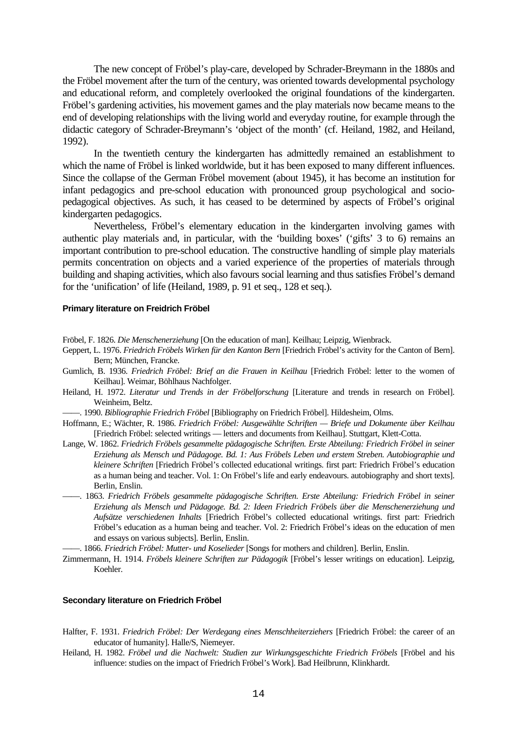The new concept of Fröbel's play-care, developed by Schrader-Breymann in the 1880s and the Fröbel movement after the turn of the century, was oriented towards developmental psychology and educational reform, and completely overlooked the original foundations of the kindergarten. Fröbel's gardening activities, his movement games and the play materials now became means to the end of developing relationships with the living world and everyday routine, for example through the didactic category of Schrader-Breymann's 'object of the month' (cf. Heiland, 1982, and Heiland, 1992).

In the twentieth century the kindergarten has admittedly remained an establishment to which the name of Fröbel is linked worldwide, but it has been exposed to many different influences. Since the collapse of the German Fröbel movement (about 1945), it has become an institution for infant pedagogics and pre-school education with pronounced group psychological and socio-pedagogical objectives. As such, it has ceased to be determined by aspects of Fröbel's original kindergarten pedagogics.

Nevertheless, Fröbel's elementary education in the kindergarten involving games with authentic play materials and, in particular, with the 'building boxes' ('gifts' 3 to 6) remains an important contribution to pre-school education. The constructive handling of simple play materials permits concentration on objects and a varied experience of the properties of materials through building and shaping activities, which also favours social learning and thus satisfies Fröbel's demand for the 'unification' of life (Heiland, 1989, p. 91 et seq., 128 et seq.).

#### Primary literature on Freidrich Fröbel

Fröbel, F. 1826. *Die Menschenerziehung* [On the education of man]. Keilhau; Leipzig, Wienbrack.

Geppert, L. 1976. *Friedrich Fröbels Wirken für den Kanton Bern* [Friedrich Fröbel's activity for the Canton of Bern]. Bern; München, Francke.

Gumlich, B. 1936. *Friedrich Fröbel: Brief an die Frauen in Keilhau* [Friedrich Fröbel: letter to the women of Keilhau]. Weimar, Böhlhaus Nachfolger.

Heiland, H. 1972. *Literatur und Trends in der Fröbelforschung* [Literature and trends in research on Fröbel]. Weinheim, Beltz.

——. 1990. *Bibliographie Friedrich Fröbel* [Bibliography on Friedrich Fröbel]. Hildesheim, Olms.

Hoffmann, E.; Wächter, R. 1986. *Friedrich Fröbel: Ausgewählte Schriften — Briefe und Dokumente über Keilhau* [Friedrich Fröbel: selected writings — letters and documents from Keilhau]. Stuttgart, Klett-Cotta.

Lange, W. 1862. *Friedrich Fröbels gesammelte pädagogische Schriften. Erste Abteilung: Friedrich Fröbel in seiner Erziehung als Mensch und Pädagoge. Bd. 1: Aus Fröbels Leben und erstem Streben. Autobiographie und kleinere Schriften* [Friedrich Fröbel's collected educational writings. first part: Friedrich Fröbel's education as a human being and teacher. Vol. 1: On Fröbel's life and early endeavours. autobiography and short texts]. Berlin, Enslin.

——. 1863. *Friedrich Fröbels gesammelte pädagogische Schriften. Erste Abteilung: Friedrich Fröbel in seiner Erziehung als Mensch und Pädagoge. Bd. 2: Ideen Friedrich Fröbels über die Menschenerziehung und Aufsätze verschiedenen Inhalts* [Friedrich Fröbel's collected educational writings. first part: Friedrich Fröbel's education as a human being and teacher. Vol. 2: Friedrich Fröbel's ideas on the education of men and essays on various subjects]. Berlin, Enslin.

——. 1866. *Friedrich Fröbel: Mutter- und Koselieder* [Songs for mothers and children]. Berlin, Enslin.

Zimmermann, H. 1914. *Fröbels kleinere Schriften zur Pädagogik* [Fröbel's lesser writings on education]. Leipzig, Koehler.

#### Secondary literature on Friedrich Fröbel

Halfter, F. 1931. *Friedrich Fröbel: Der Werdegang eines Menschheiterziehers* [Friedrich Fröbel: the career of an educator of humanity]. Halle/S, Niemeyer.

Heiland, H. 1982. *Fröbel und die Nachwelt: Studien zur Wirkungsgeschichte Friedrich Fröbels* [Fröbel and his influence: studies on the impact of Friedrich Fröbel's Work]. Bad Heilbrunn, Klinkhardt.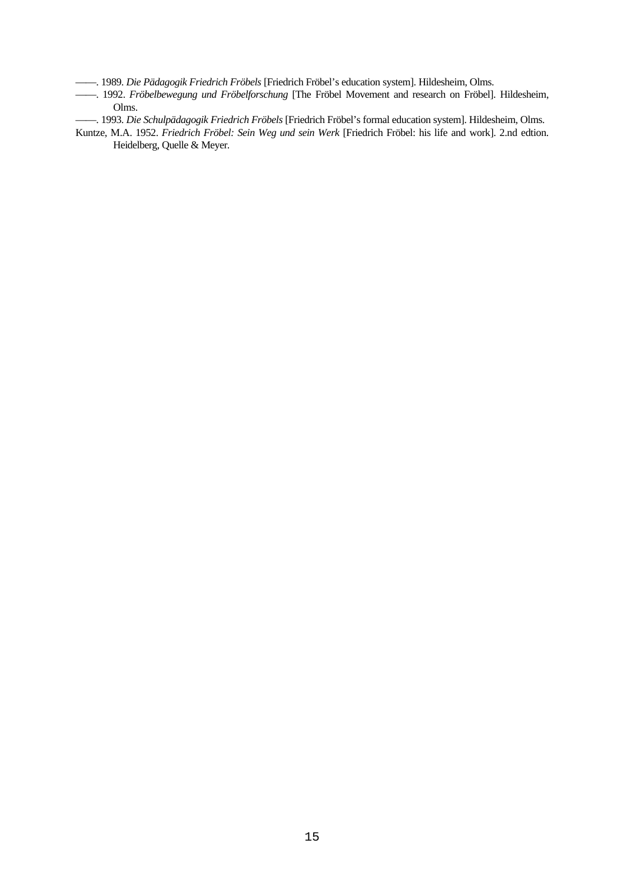——. 1989. *Die Pädagogik Friedrich Fröbels* [Friedrich Fröbel's education system]. Hildesheim, Olms.

——. 1992. *Fröbelbewegung und Fröbelforschung* [The Fröbel Movement and research on Fröbel]. Hildesheim, Olms.

——. 1993. *Die Schulpädagogik Friedrich Fröbels* [Friedrich Fröbel's formal education system]. Hildesheim, Olms.

Kuntze, M.A. 1952. *Friedrich Fröbel: Sein Weg und sein Werk* [Friedrich Fröbel: his life and work]. 2.nd edtion. Heidelberg, Quelle & Meyer.